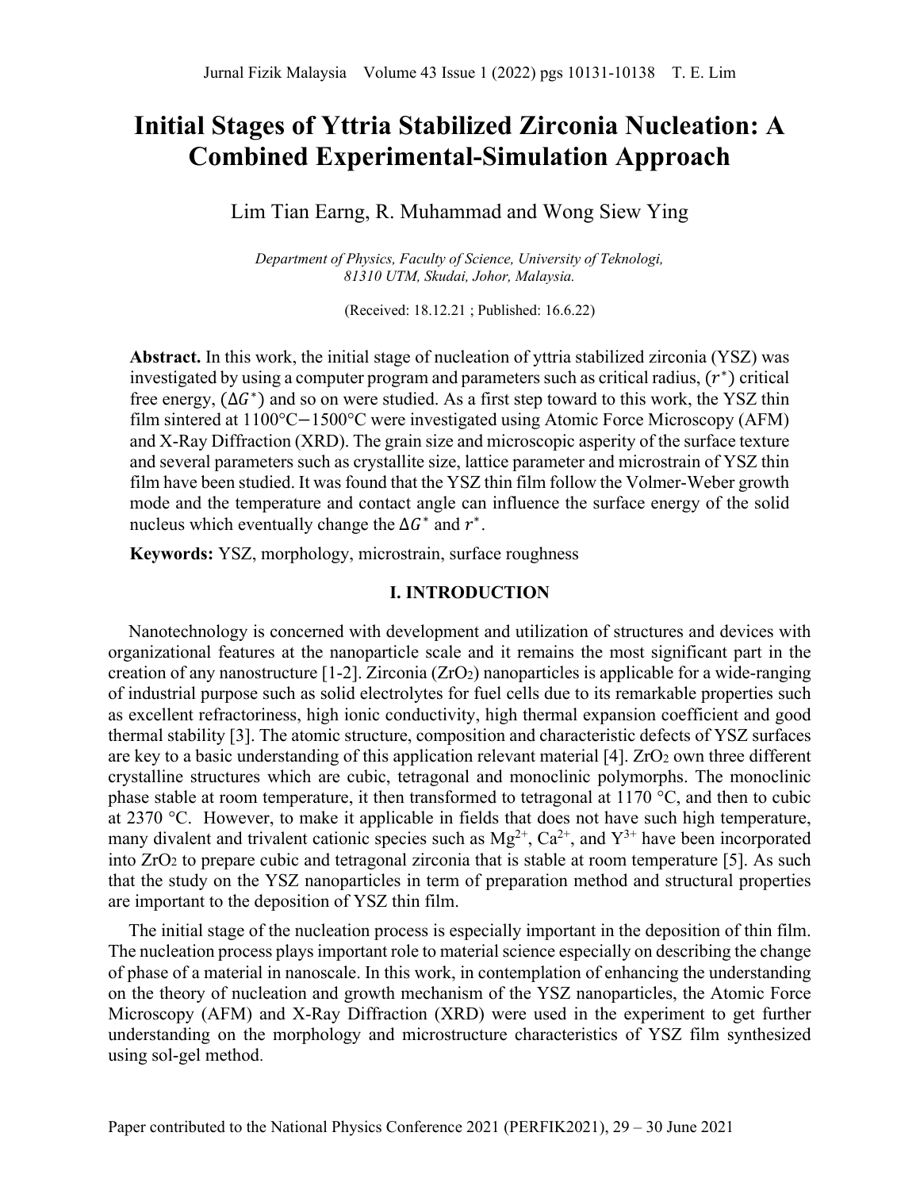# Initial Stages of Yttria Stabilized Zirconia Nucleation: A Combined Experimental-Simulation Approach

Lim Tian Earng, R. Muhammad and Wong Siew Ying

*Department of Physics, Faculty of Science, University of Teknologi, 81310 UTM, Skudai, Johor, Malaysia.*

(Received: 18.12.21 ; Published: 16.6.22)

**Abstract.** In this work, the initial stage of nucleation of yttria stabilized zirconia (YSZ) was investigated by using a computer program and parameters such as critical radius, $(r^*)$ critical free energy, $(\Delta G^*)$ and so on were studied. As a first step toward to this work, the YSZ thin film sintered at 1100°C−1500°C were investigated using Atomic Force Microscopy (AFM) and X-Ray Diffraction (XRD). The grain size and microscopic asperity of the surface texture and several parameters such as crystallite size, lattice parameter and microstrain of YSZ thin film have been studied. It was found that the YSZ thin film follow the Volmer-Weber growth mode and the temperature and contact angle can influence the surface energy of the solid nucleus which eventually change the $\Delta G^*$ and $r^*$.

**Keywords:** YSZ, morphology, microstrain, surface roughness

## I. INTRODUCTION

Nanotechnology is concerned with development and utilization of structures and devices with organizational features at the nanoparticle scale and it remains the most significant part in the creation of any nanostructure [1-2]. Zirconia ($ZrO_2$) nanoparticles is applicable for a wide-ranging of industrial purpose such as solid electrolytes for fuel cells due to its remarkable properties such as excellent refractoriness, high ionic conductivity, high thermal expansion coefficient and good thermal stability [3]. The atomic structure, composition and characteristic defects of YSZ surfaces are key to a basic understanding of this application relevant material [4]. $ZrO_2$ own three different crystalline structures which are cubic, tetragonal and monoclinic polymorphs. The monoclinic phase stable at room temperature, it then transformed to tetragonal at 1170 °C, and then to cubic at 2370 °C. However, to make it applicable in fields that does not have such high temperature, many divalent and trivalent cationic species such as $Mg^{2+}$, $Ca^{2+}$, and $Y^{3+}$ have been incorporated into $ZrO_2$ to prepare cubic and tetragonal zirconia that is stable at room temperature [5]. As such that the study on the YSZ nanoparticles in term of preparation method and structural properties are important to the deposition of YSZ thin film.

The initial stage of the nucleation process is especially important in the deposition of thin film. The nucleation process plays important role to material science especially on describing the change of phase of a material in nanoscale. In this work, in contemplation of enhancing the understanding on the theory of nucleation and growth mechanism of the YSZ nanoparticles, the Atomic Force Microscopy (AFM) and X-Ray Diffraction (XRD) were used in the experiment to get further understanding on the morphology and microstructure characteristics of YSZ film synthesized using sol-gel method.

Paper contributed to the National Physics Conference 2021 (PERFIK2021), 29 – 30 June 2021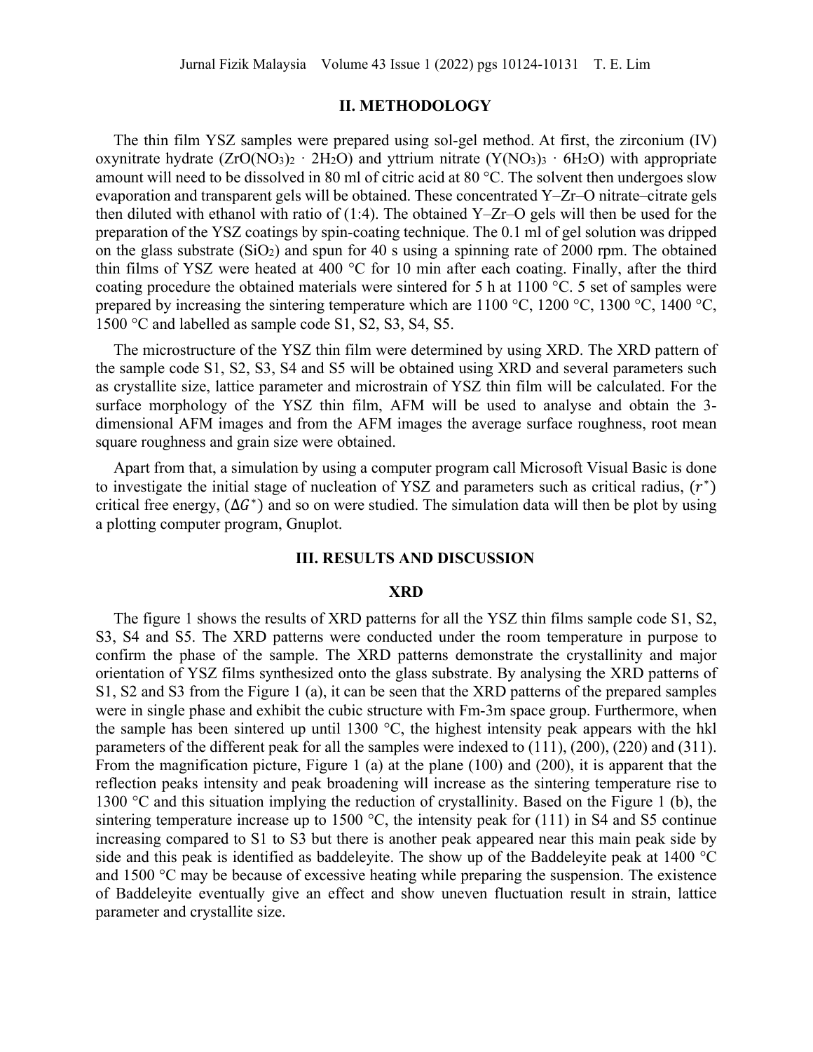## II. METHODOLOGY

The thin film YSZ samples were prepared using sol-gel method. At first, the zirconium (IV) oxynitrate hydrate ($ZrO(NO_3)_2 \cdot 2H_2O$) and yttrium nitrate ($Y(NO_3)_3 \cdot 6H_2O$) with appropriate amount will need to be dissolved in 80 ml of citric acid at 80 °C. The solvent then undergoes slow evaporation and transparent gels will be obtained. These concentrated Y–Zr–O nitrate–citrate gels then diluted with ethanol with ratio of (1:4). The obtained Y–Zr–O gels will then be used for the preparation of the YSZ coatings by spin-coating technique. The 0.1 ml of gel solution was dripped on the glass substrate ($SiO_2$) and spun for 40 s using a spinning rate of 2000 rpm. The obtained thin films of YSZ were heated at 400 °C for 10 min after each coating. Finally, after the third coating procedure the obtained materials were sintered for 5 h at 1100 °C. 5 set of samples were prepared by increasing the sintering temperature which are 1100 °C, 1200 °C, 1300 °C, 1400 °C, 1500 °C and labelled as sample code S1, S2, S3, S4, S5.

The microstructure of the YSZ thin film were determined by using XRD. The XRD pattern of the sample code S1, S2, S3, S4 and S5 will be obtained using XRD and several parameters such as crystallite size, lattice parameter and microstrain of YSZ thin film will be calculated. For the surface morphology of the YSZ thin film, AFM will be used to analyse and obtain the 3-dimensional AFM images and from the AFM images the average surface roughness, root mean square roughness and grain size were obtained.

Apart from that, a simulation by using a computer program call Microsoft Visual Basic is done to investigate the initial stage of nucleation of YSZ and parameters such as critical radius, ($r^*$) critical free energy, ($\Delta G^*$) and so on were studied. The simulation data will then be plot by using a plotting computer program, Gnuplot.

## III. RESULTS AND DISCUSSION

### XRD

The figure 1 shows the results of XRD patterns for all the YSZ thin films sample code S1, S2, S3, S4 and S5. The XRD patterns were conducted under the room temperature in purpose to confirm the phase of the sample. The XRD patterns demonstrate the crystallinity and major orientation of YSZ films synthesized onto the glass substrate. By analysing the XRD patterns of S1, S2 and S3 from the Figure 1 (a), it can be seen that the XRD patterns of the prepared samples were in single phase and exhibit the cubic structure with Fm-3m space group. Furthermore, when the sample has been sintered up until 1300 °C, the highest intensity peak appears with the hkl parameters of the different peak for all the samples were indexed to (111), (200), (220) and (311). From the magnification picture, Figure 1 (a) at the plane (100) and (200), it is apparent that the reflection peaks intensity and peak broadening will increase as the sintering temperature rise to 1300 °C and this situation implying the reduction of crystallinity. Based on the Figure 1 (b), the sintering temperature increase up to 1500 °C, the intensity peak for (111) in S4 and S5 continue increasing compared to S1 to S3 but there is another peak appeared near this main peak side by side and this peak is identified as baddeleyite. The show up of the Baddeleyite peak at 1400 °C and 1500 °C may be because of excessive heating while preparing the suspension. The existence of Baddeleyite eventually give an effect and show uneven fluctuation result in strain, lattice parameter and crystallite size.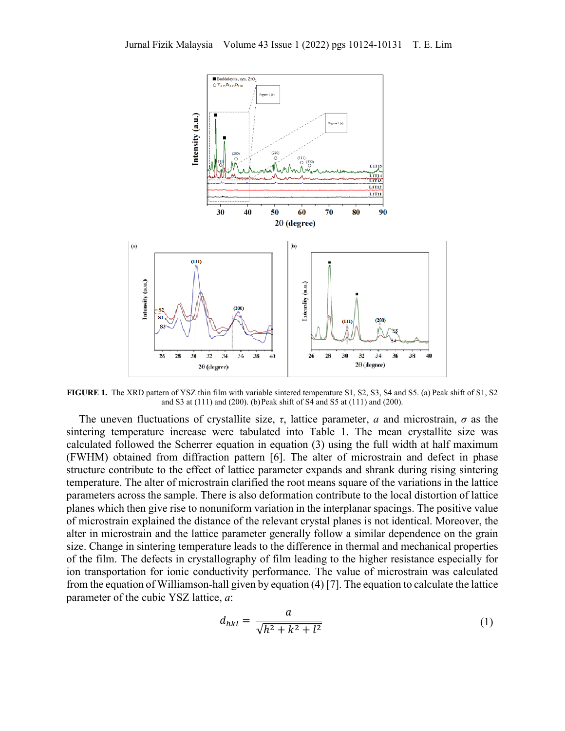**FIGURE 1.** The XRD pattern of YSZ thin film with variable sintered temperature S1, S2, S3, S4 and S5. (a) Peak shift of S1, S2 and S3 at (111) and (200). (b) Peak shift of S4 and S5 at (111) and (200).

The uneven fluctuations of crystallite size, $\tau$, lattice parameter, $a$ and microstrain, $\sigma$ as the sintering temperature increase were tabulated into Table 1. The mean crystallite size was calculated followed the Scherrer equation in equation (3) using the full width at half maximum (FWHM) obtained from diffraction pattern [6]. The alter of microstrain and defect in phase structure contribute to the effect of lattice parameter expands and shrank during rising sintering temperature. The alter of microstrain clarified the root means square of the variations in the lattice parameters across the sample. There is also deformation contribute to the local distortion of lattice planes which then give rise to nonuniform variation in the interplanar spacings. The positive value of microstrain explained the distance of the relevant crystal planes is not identical. Moreover, the alter in microstrain and the lattice parameter generally follow a similar dependence on the grain size. Change in sintering temperature leads to the difference in thermal and mechanical properties of the film. The defects in crystallography of film leading to the higher resistance especially for ion transportation for ionic conductivity performance. The value of microstrain was calculated from the equation of Williamson-hall given by equation (4) [7]. The equation to calculate the lattice parameter of the cubic YSZ lattice, $a$:

$$d_{hkl} = \frac{a}{\sqrt{h^2 + k^2 + l^2}} \tag{1}$$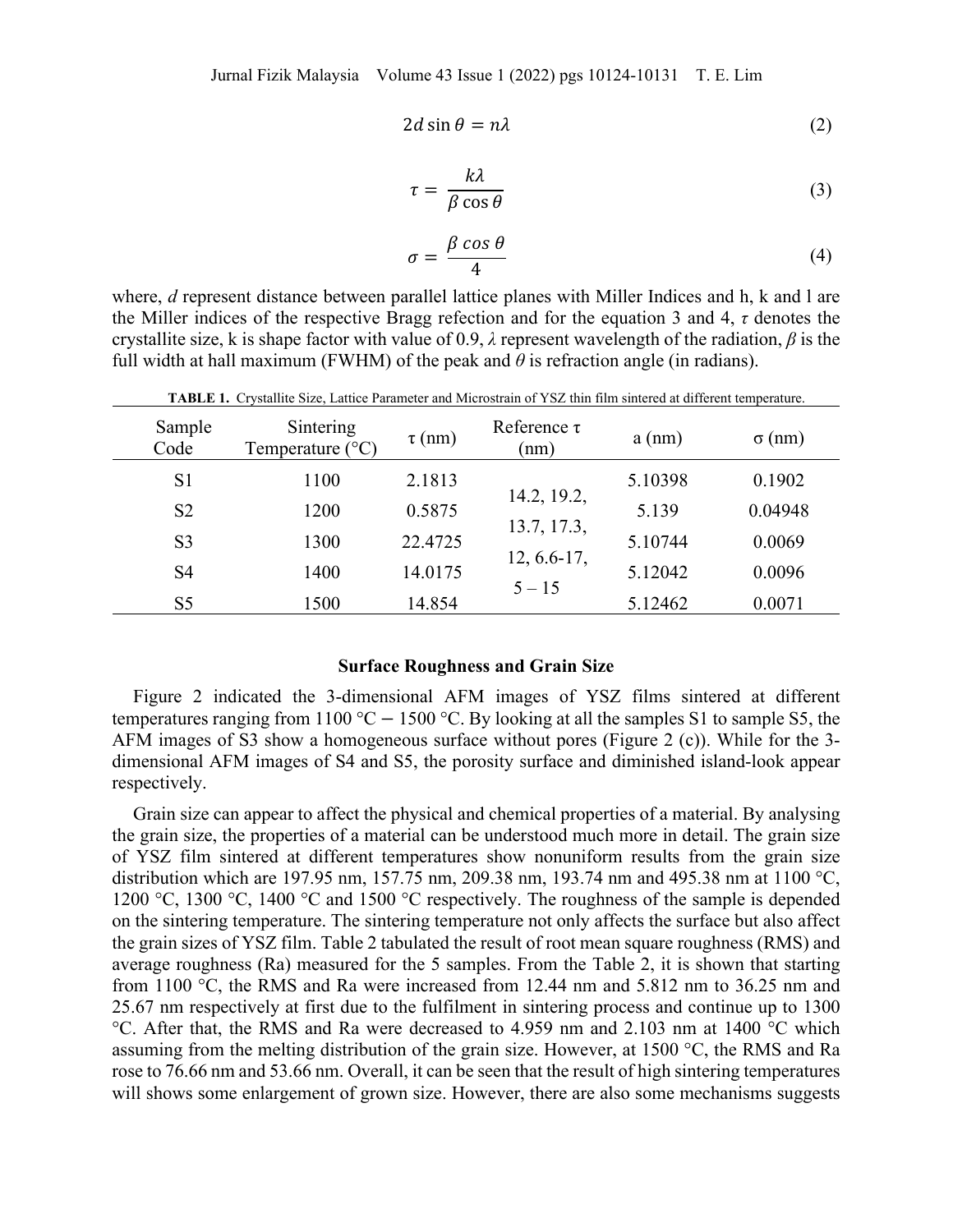$$2d\sin\theta = n\lambda \tag{2}$$

$$\tau = \frac{k\lambda}{\beta\cos\theta} \tag{3}$$

$$\sigma = \frac{\beta\cos\theta}{4} \tag{4}$$

where, $d$ represent distance between parallel lattice planes with Miller Indices and h, k and l are the Miller indices of the respective Bragg refection and for the equation 3 and 4, $\tau$ denotes the crystallite size, k is shape factor with value of 0.9, $\lambda$ represent wavelength of the radiation, $\beta$ is the full width at hall maximum (FWHM) of the peak and $\theta$ is refraction angle (in radians).

**TABLE 1.** Crystallite Size, Lattice Parameter and Microstrain of YSZ thin film sintered at different temperature.

| Sample Code | Sintering Temperature (°C) | τ (nm) | Reference τ (nm) | a (nm) | σ (nm) |
|---|---|---|---|---|---|
| S1 | 1100 | 2.1813 | 14.2, 19.2, 13.7, 17.3, 12, 6.6-17, 5 – 15 | 5.10398 | 0.1902 |
| S2 | 1200 | 0.5875 | | 5.139 | 0.04948 |
| S3 | 1300 | 22.4725 | | 5.10744 | 0.0069 |
| S4 | 1400 | 14.0175 | | 5.12042 | 0.0096 |
| S5 | 1500 | 14.854 | | 5.12462 | 0.0071 |

### Surface Roughness and Grain Size

Figure 2 indicated the 3-dimensional AFM images of YSZ films sintered at different temperatures ranging from 1100 °C − 1500 °C. By looking at all the samples S1 to sample S5, the AFM images of S3 show a homogeneous surface without pores (Figure 2 (c)). While for the 3-dimensional AFM images of S4 and S5, the porosity surface and diminished island-look appear respectively.

Grain size can appear to affect the physical and chemical properties of a material. By analysing the grain size, the properties of a material can be understood much more in detail. The grain size of YSZ film sintered at different temperatures show nonuniform results from the grain size distribution which are 197.95 nm, 157.75 nm, 209.38 nm, 193.74 nm and 495.38 nm at 1100 °C, 1200 °C, 1300 °C, 1400 °C and 1500 °C respectively. The roughness of the sample is depended on the sintering temperature. The sintering temperature not only affects the surface but also affect the grain sizes of YSZ film. Table 2 tabulated the result of root mean square roughness (RMS) and average roughness (Ra) measured for the 5 samples. From the Table 2, it is shown that starting from 1100 °C, the RMS and Ra were increased from 12.44 nm and 5.812 nm to 36.25 nm and 25.67 nm respectively at first due to the fulfilment in sintering process and continue up to 1300 °C. After that, the RMS and Ra were decreased to 4.959 nm and 2.103 nm at 1400 °C which assuming from the melting distribution of the grain size. However, at 1500 °C, the RMS and Ra rose to 76.66 nm and 53.66 nm. Overall, it can be seen that the result of high sintering temperatures will shows some enlargement of grown size. However, there are also some mechanisms suggests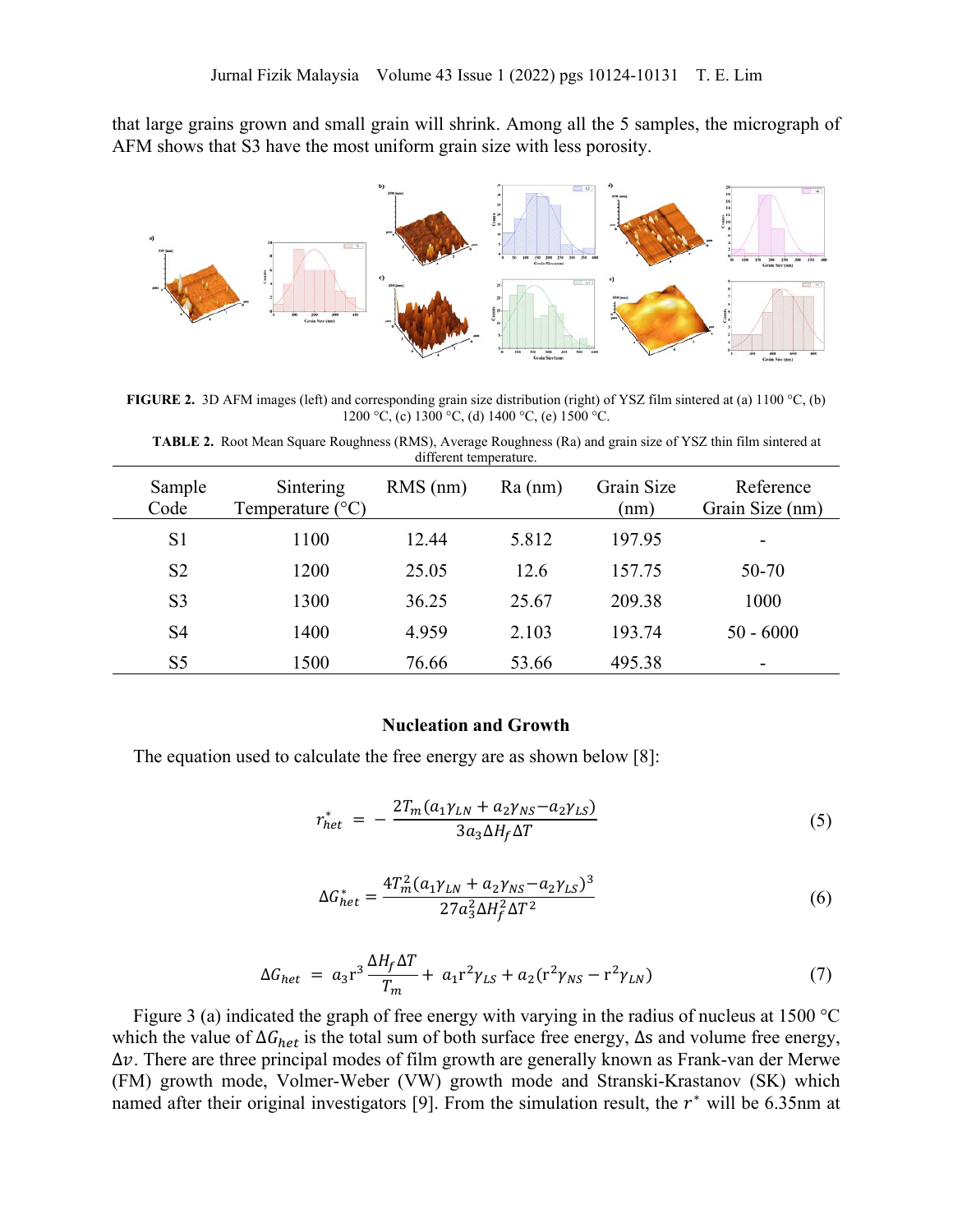that large grains grown and small grain will shrink. Among all the 5 samples, the micrograph of AFM shows that S3 have the most uniform grain size with less porosity.

**FIGURE 2.** 3D AFM images (left) and corresponding grain size distribution (right) of YSZ film sintered at (a) 1100 °C, (b) 1200 °C, (c) 1300 °C, (d) 1400 °C, (e) 1500 °C.

**TABLE 2.** Root Mean Square Roughness (RMS), Average Roughness (Ra) and grain size of YSZ thin film sintered at different temperature.

| Sample Code | Sintering Temperature (°C) | RMS (nm) | Ra (nm) | Grain Size (nm) | Reference Grain Size (nm) |
|---|---|---|---|---|---|
| S1 | 1100 | 12.44 | 5.812 | 197.95 | - |
| S2 | 1200 | 25.05 | 12.6 | 157.75 | 50-70 |
| S3 | 1300 | 36.25 | 25.67 | 209.38 | 1000 |
| S4 | 1400 | 4.959 | 2.103 | 193.74 | 50 - 6000 |
| S5 | 1500 | 76.66 | 53.66 | 495.38 | - |

### Nucleation and Growth

The equation used to calculate the free energy are as shown below [8]:

$$r^*_{het} = -\frac{2T_m(a_1\gamma_{LN} + a_2\gamma_{NS} - a_2\gamma_{LS})}{3a_3\Delta H_f \Delta T} \tag{5}$$

$$\Delta G^*_{het} = \frac{4T_m^2(a_1\gamma_{LN} + a_2\gamma_{NS} - a_2\gamma_{LS})^3}{27a_3^2\Delta H_f^2 \Delta T^2} \tag{6}$$

$$\Delta G_{het} = a_3 r^3 \frac{\Delta H_f \Delta T}{T_m} + a_1 r^2 \gamma_{LS} + a_2(r^2\gamma_{NS} - r^2\gamma_{LN}) \tag{7}$$

Figure 3 (a) indicated the graph of free energy with varying in the radius of nucleus at 1500 °C which the value of $\Delta G_{het}$ is the total sum of both surface free energy, $\Delta s$ and volume free energy, $\Delta v$. There are three principal modes of film growth are generally known as Frank-van der Merwe (FM) growth mode, Volmer-Weber (VW) growth mode and Stranski-Krastanov (SK) which named after their original investigators [9]. From the simulation result, the $r^*$ will be 6.35nm at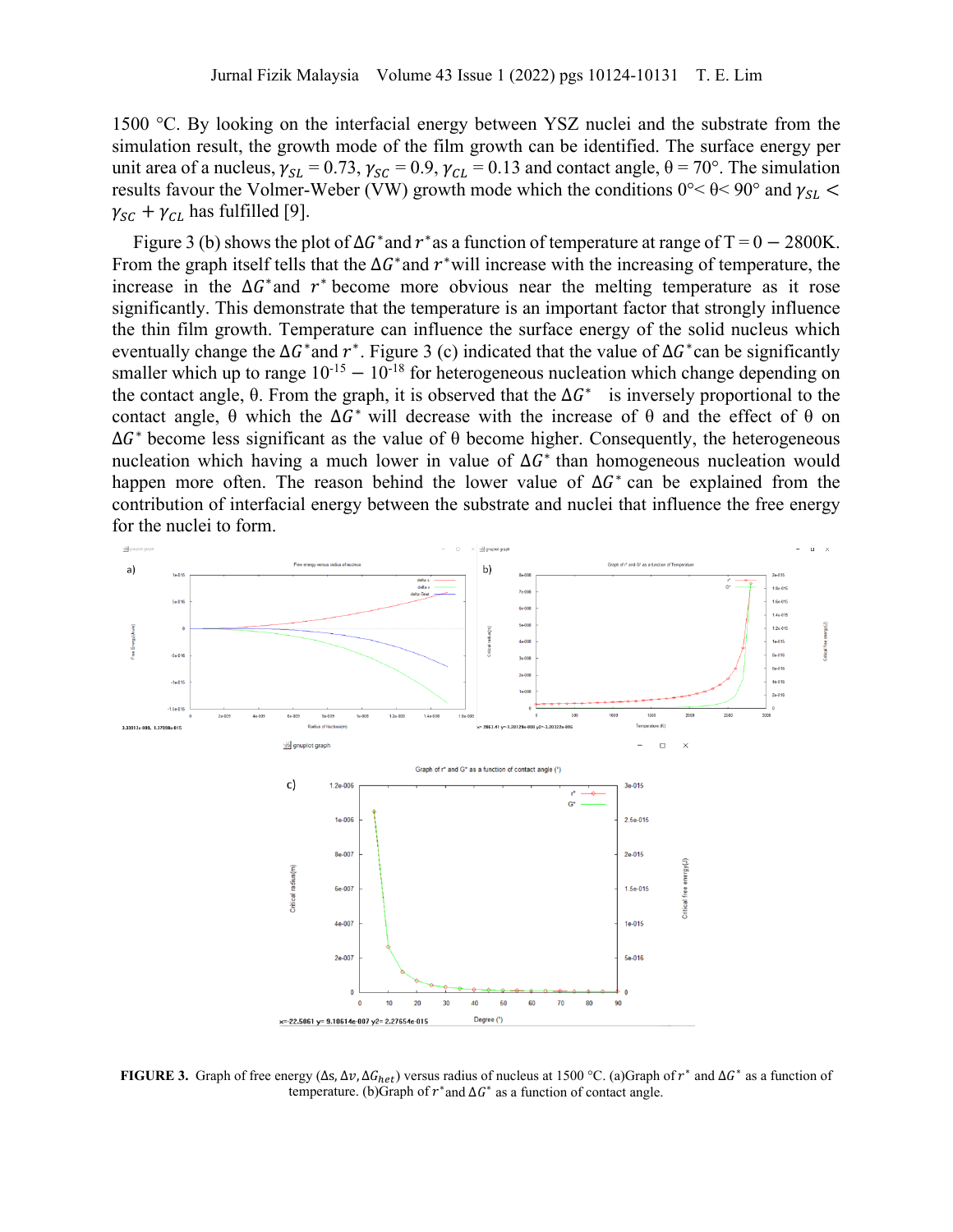1500 °C. By looking on the interfacial energy between YSZ nuclei and the substrate from the simulation result, the growth mode of the film growth can be identified. The surface energy per unit area of a nucleus, $\gamma_{SL}$ = 0.73, $\gamma_{SC}$ = 0.9, $\gamma_{CL}$ = 0.13 and contact angle, θ = 70°. The simulation results favour the Volmer-Weber (VW) growth mode which the conditions 0°< θ< 90° and $\gamma_{SL} < \gamma_{SC} + \gamma_{CL}$ has fulfilled [9].

Figure 3 (b) shows the plot of $\Delta G^*$and $r^*$as a function of temperature at range of T = 0 − 2800K. From the graph itself tells that the $\Delta G^*$and $r^*$will increase with the increasing of temperature, the increase in the $\Delta G^*$and $r^*$ become more obvious near the melting temperature as it rose significantly. This demonstrate that the temperature is an important factor that strongly influence the thin film growth. Temperature can influence the surface energy of the solid nucleus which eventually change the $\Delta G^*$and $r^*$. Figure 3 (c) indicated that the value of $\Delta G^*$can be significantly smaller which up to range $10^{-15} - 10^{-18}$ for heterogeneous nucleation which change depending on the contact angle, θ. From the graph, it is observed that the $\Delta G^*$ is inversely proportional to the contact angle, θ which the $\Delta G^*$ will decrease with the increase of θ and the effect of θ on $\Delta G^*$ become less significant as the value of θ become higher. Consequently, the heterogeneous nucleation which having a much lower in value of $\Delta G^*$ than homogeneous nucleation would happen more often. The reason behind the lower value of $\Delta G^*$ can be explained from the contribution of interfacial energy between the substrate and nuclei that influence the free energy for the nuclei to form.

**FIGURE 3.** Graph of free energy ($\Delta s, \Delta v, \Delta G_{het}$) versus radius of nucleus at 1500 °C. (a)Graph of $r^*$ and $\Delta G^*$ as a function of temperature. (b)Graph of $r^*$and $\Delta G^*$ as a function of contact angle.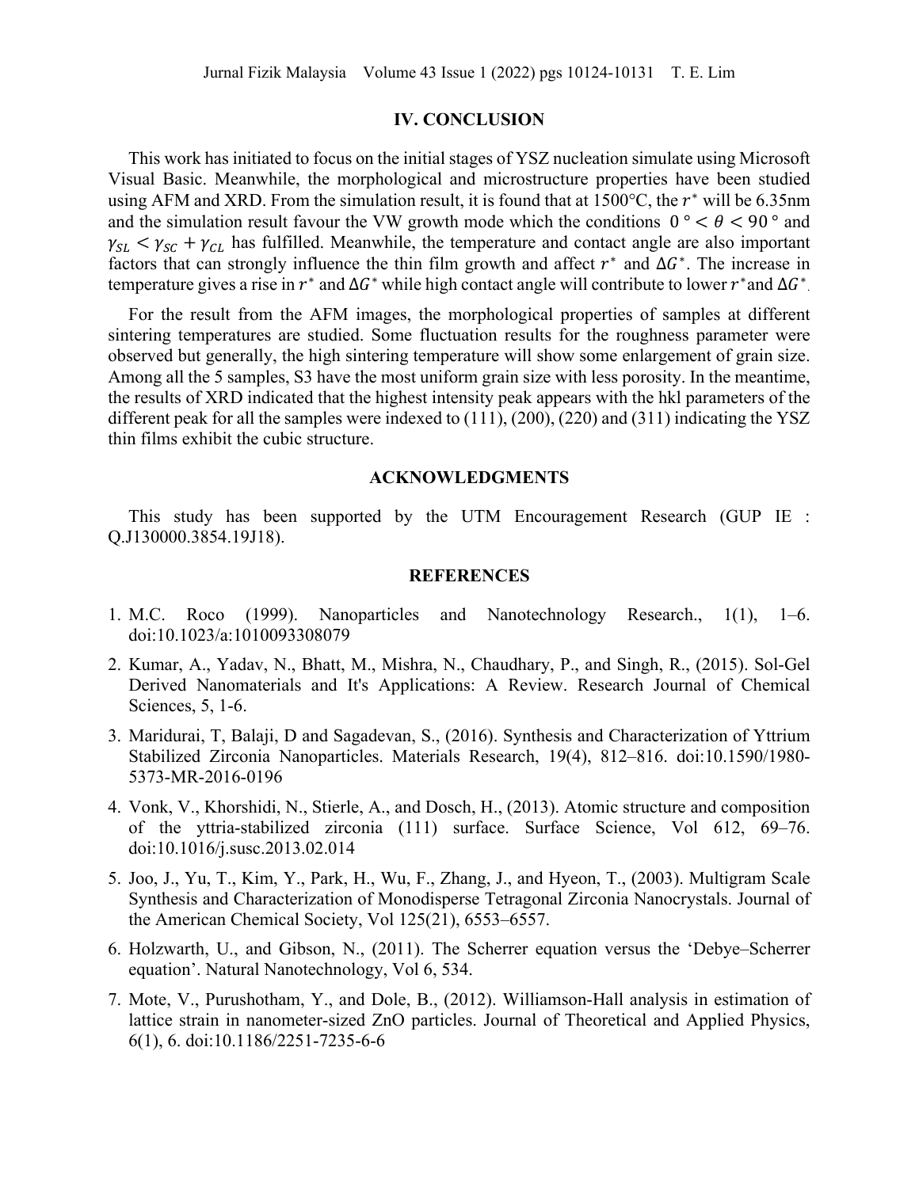## IV. CONCLUSION

This work has initiated to focus on the initial stages of YSZ nucleation simulate using Microsoft Visual Basic. Meanwhile, the morphological and microstructure properties have been studied using AFM and XRD. From the simulation result, it is found that at 1500°C, the $r^*$ will be 6.35nm and the simulation result favour the VW growth mode which the conditions $0° < \theta < 90°$ and $\gamma_{SL} < \gamma_{SC} + \gamma_{CL}$ has fulfilled. Meanwhile, the temperature and contact angle are also important factors that can strongly influence the thin film growth and affect $r^*$ and $\Delta G^*$. The increase in temperature gives a rise in $r^*$ and $\Delta G^*$ while high contact angle will contribute to lower $r^*$ and $\Delta G^*$.

For the result from the AFM images, the morphological properties of samples at different sintering temperatures are studied. Some fluctuation results for the roughness parameter were observed but generally, the high sintering temperature will show some enlargement of grain size. Among all the 5 samples, S3 have the most uniform grain size with less porosity. In the meantime, the results of XRD indicated that the highest intensity peak appears with the hkl parameters of the different peak for all the samples were indexed to (111), (200), (220) and (311) indicating the YSZ thin films exhibit the cubic structure.

## ACKNOWLEDGMENTS

This study has been supported by the UTM Encouragement Research (GUP IE : Q.J130000.3854.19J18).

## REFERENCES

1. M.C. Roco (1999). Nanoparticles and Nanotechnology Research., 1(1), 1–6. doi:10.1023/a:1010093308079
2. Kumar, A., Yadav, N., Bhatt, M., Mishra, N., Chaudhary, P., and Singh, R., (2015). Sol-Gel Derived Nanomaterials and It's Applications: A Review. Research Journal of Chemical Sciences, 5, 1-6.
3. Maridurai, T, Balaji, D and Sagadevan, S., (2016). Synthesis and Characterization of Yttrium Stabilized Zirconia Nanoparticles. Materials Research, 19(4), 812–816. doi:10.1590/1980-5373-MR-2016-0196
4. Vonk, V., Khorshidi, N., Stierle, A., and Dosch, H., (2013). Atomic structure and composition of the yttria-stabilized zirconia (111) surface. Surface Science, Vol 612, 69–76. doi:10.1016/j.susc.2013.02.014
5. Joo, J., Yu, T., Kim, Y., Park, H., Wu, F., Zhang, J., and Hyeon, T., (2003). Multigram Scale Synthesis and Characterization of Monodisperse Tetragonal Zirconia Nanocrystals. Journal of the American Chemical Society, Vol 125(21), 6553–6557.
6. Holzwarth, U., and Gibson, N., (2011). The Scherrer equation versus the 'Debye–Scherrer equation'. Natural Nanotechnology, Vol 6, 534.
7. Mote, V., Purushotham, Y., and Dole, B., (2012). Williamson-Hall analysis in estimation of lattice strain in nanometer-sized ZnO particles. Journal of Theoretical and Applied Physics, 6(1), 6. doi:10.1186/2251-7235-6-6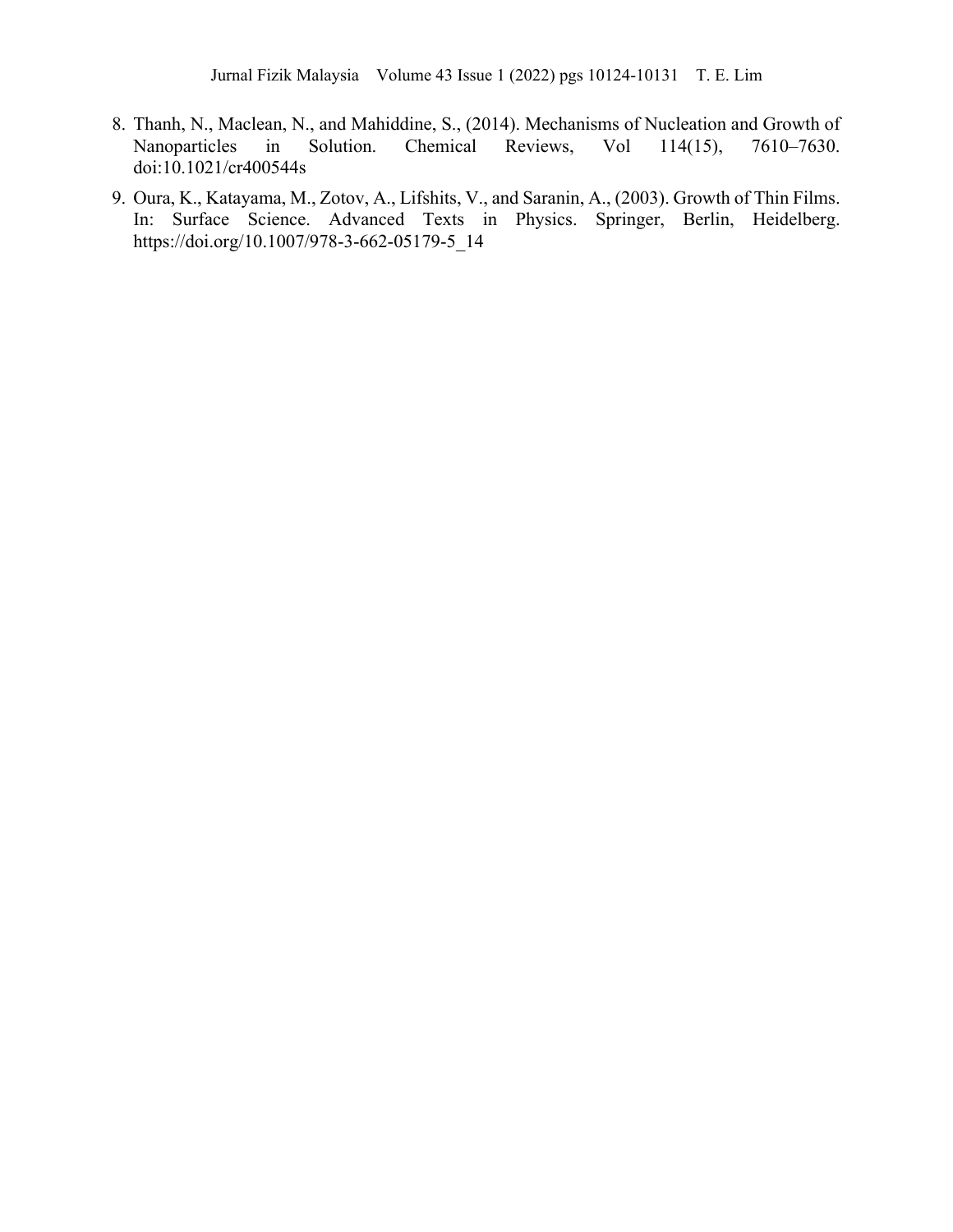8. Thanh, N., Maclean, N., and Mahiddine, S., (2014). Mechanisms of Nucleation and Growth of Nanoparticles in Solution. Chemical Reviews, Vol 114(15), 7610–7630. doi:10.1021/cr400544s
9. Oura, K., Katayama, M., Zotov, A., Lifshits, V., and Saranin, A., (2003). Growth of Thin Films. In: Surface Science. Advanced Texts in Physics. Springer, Berlin, Heidelberg. https://doi.org/10.1007/978-3-662-05179-5_14